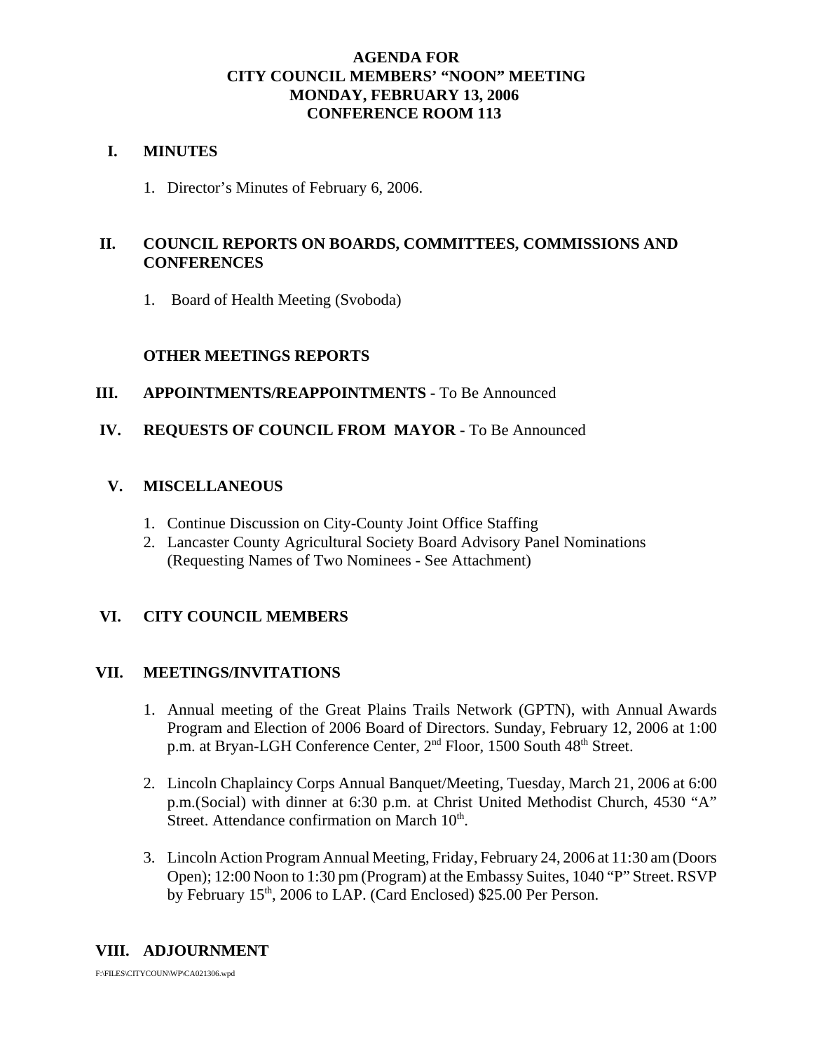# AGENDA FOR
# CITY COUNCIL MEMBERS' "NOON" MEETING
# MONDAY, FEBRUARY 13, 2006
# CONFERENCE ROOM 113

## I. MINUTES

1. Director's Minutes of February 6, 2006.

## II. COUNCIL REPORTS ON BOARDS, COMMITTEES, COMMISSIONS AND CONFERENCES

1. Board of Health Meeting (Svoboda)

### OTHER MEETINGS REPORTS

## III. APPOINTMENTS/REAPPOINTMENTS - To Be Announced

## IV. REQUESTS OF COUNCIL FROM MAYOR - To Be Announced

## V. MISCELLANEOUS

1. Continue Discussion on City-County Joint Office Staffing
2. Lancaster County Agricultural Society Board Advisory Panel Nominations (Requesting Names of Two Nominees - See Attachment)

## VI. CITY COUNCIL MEMBERS

## VII. MEETINGS/INVITATIONS

1. Annual meeting of the Great Plains Trails Network (GPTN), with Annual Awards Program and Election of 2006 Board of Directors. Sunday, February 12, 2006 at 1:00 p.m. at Bryan-LGH Conference Center, 2nd Floor, 1500 South 48th Street.

2. Lincoln Chaplaincy Corps Annual Banquet/Meeting, Tuesday, March 21, 2006 at 6:00 p.m.(Social) with dinner at 6:30 p.m. at Christ United Methodist Church, 4530 "A" Street. Attendance confirmation on March 10th.

3. Lincoln Action Program Annual Meeting, Friday, February 24, 2006 at 11:30 am (Doors Open); 12:00 Noon to 1:30 pm (Program) at the Embassy Suites, 1040 "P" Street. RSVP by February 15th, 2006 to LAP. (Card Enclosed) $25.00 Per Person.

## VIII. ADJOURNMENT

F:\FILES\CITYCOUN\WP\CA021306.wpd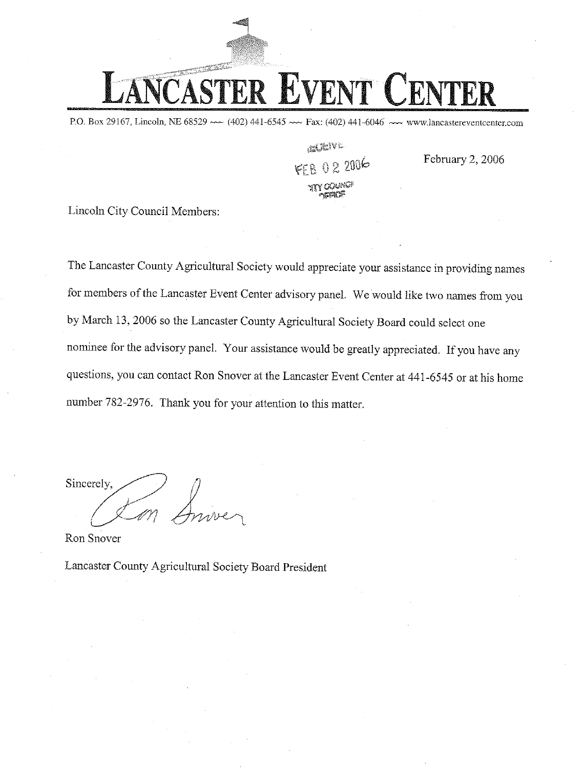# LANCASTER EVENT CENTER

P.O. Box 29167, Lincoln, NE 68529 ~~ (402) 441-6545 ~~ Fax: (402) 441-6046 ~~ www.lancastereventcenter.com

RECEIVED
FEB 02 2006
CITY COUNCIL OFFICE

February 2, 2006

Lincoln City Council Members:

The Lancaster County Agricultural Society would appreciate your assistance in providing names for members of the Lancaster Event Center advisory panel. We would like two names from you by March 13, 2006 so the Lancaster County Agricultural Society Board could select one nominee for the advisory panel. Your assistance would be greatly appreciated. If you have any questions, you can contact Ron Snover at the Lancaster Event Center at 441-6545 or at his home number 782-2976. Thank you for your attention to this matter.

Sincerely,

Ron Snover

Ron Snover

Lancaster County Agricultural Society Board President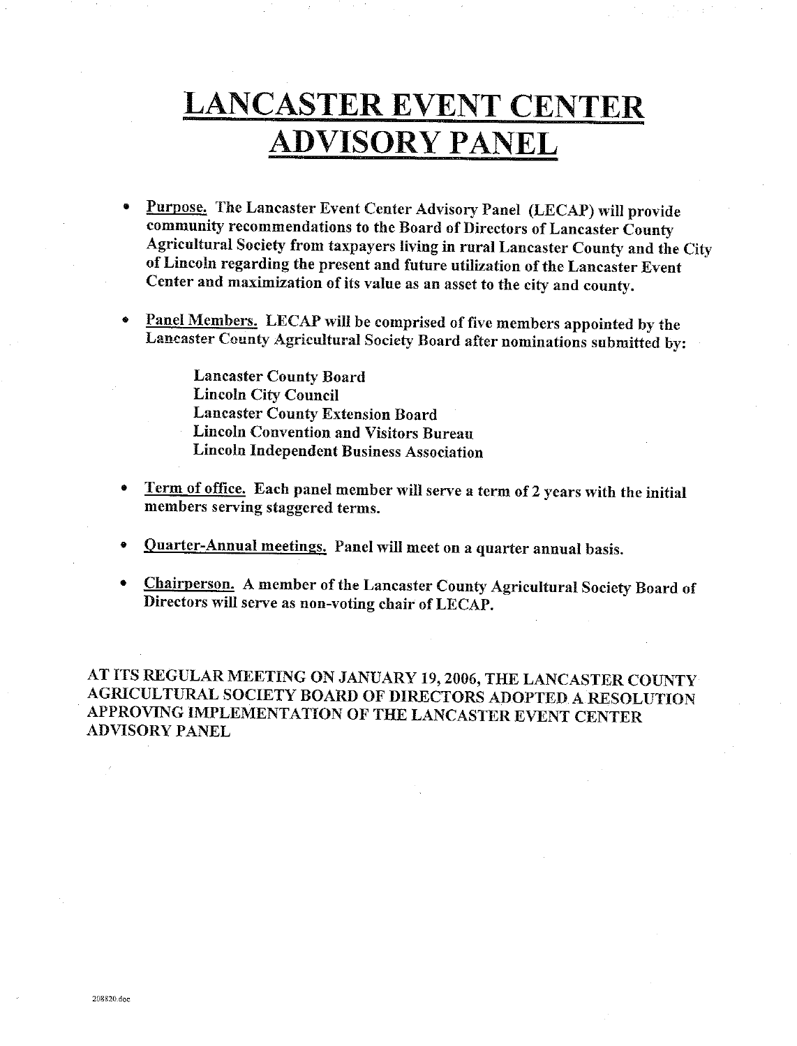# LANCASTER EVENT CENTER ADVISORY PANEL

- **Purpose.** The Lancaster Event Center Advisory Panel (LECAP) will provide community recommendations to the Board of Directors of Lancaster County Agricultural Society from taxpayers living in rural Lancaster County and the City of Lincoln regarding the present and future utilization of the Lancaster Event Center and maximization of its value as an asset to the city and county.

- **Panel Members.** LECAP will be comprised of five members appointed by the Lancaster County Agricultural Society Board after nominations submitted by:

  Lancaster County Board
  Lincoln City Council
  Lancaster County Extension Board
  Lincoln Convention and Visitors Bureau
  Lincoln Independent Business Association

- **Term of office.** Each panel member will serve a term of 2 years with the initial members serving staggered terms.

- **Quarter-Annual meetings.** Panel will meet on a quarter annual basis.

- **Chairperson.** A member of the Lancaster County Agricultural Society Board of Directors will serve as non-voting chair of LECAP.

**AT ITS REGULAR MEETING ON JANUARY 19, 2006, THE LANCASTER COUNTY AGRICULTURAL SOCIETY BOARD OF DIRECTORS ADOPTED A RESOLUTION APPROVING IMPLEMENTATION OF THE LANCASTER EVENT CENTER ADVISORY PANEL**

208820.doc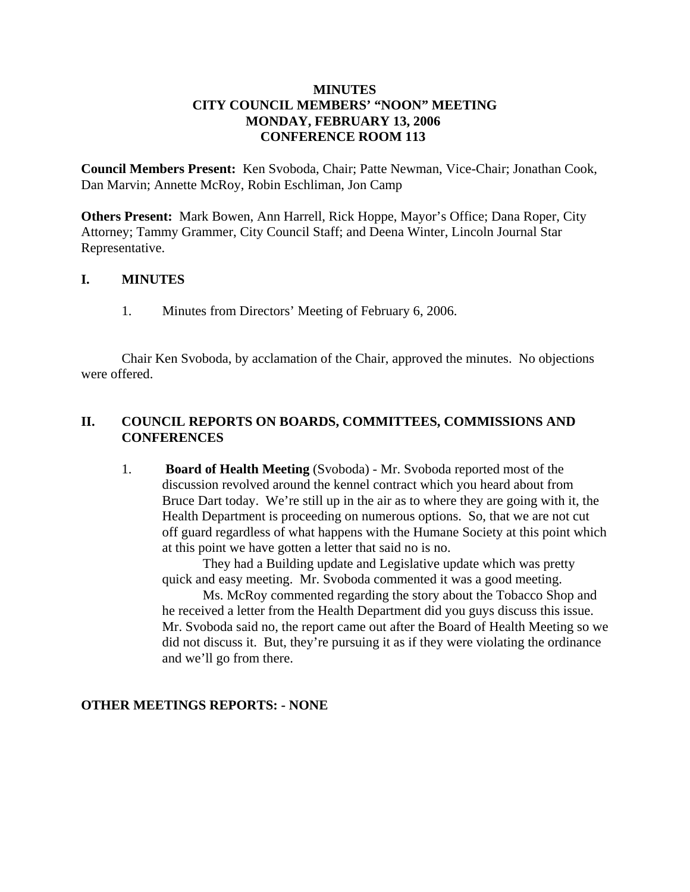**MINUTES**
**CITY COUNCIL MEMBERS' "NOON" MEETING**
**MONDAY, FEBRUARY 13, 2006**
**CONFERENCE ROOM 113**

**Council Members Present:** Ken Svoboda, Chair; Patte Newman, Vice-Chair; Jonathan Cook, Dan Marvin; Annette McRoy, Robin Eschliman, Jon Camp

**Others Present:** Mark Bowen, Ann Harrell, Rick Hoppe, Mayor's Office; Dana Roper, City Attorney; Tammy Grammer, City Council Staff; and Deena Winter, Lincoln Journal Star Representative.

## I. MINUTES

1. Minutes from Directors' Meeting of February 6, 2006.

Chair Ken Svoboda, by acclamation of the Chair, approved the minutes. No objections were offered.

## II. COUNCIL REPORTS ON BOARDS, COMMITTEES, COMMISSIONS AND CONFERENCES

1. **Board of Health Meeting** (Svoboda) - Mr. Svoboda reported most of the discussion revolved around the kennel contract which you heard about from Bruce Dart today. We're still up in the air as to where they are going with it, the Health Department is proceeding on numerous options. So, that we are not cut off guard regardless of what happens with the Humane Society at this point which at this point we have gotten a letter that said no is no.

   They had a Building update and Legislative update which was pretty quick and easy meeting. Mr. Svoboda commented it was a good meeting.

   Ms. McRoy commented regarding the story about the Tobacco Shop and he received a letter from the Health Department did you guys discuss this issue. Mr. Svoboda said no, the report came out after the Board of Health Meeting so we did not discuss it. But, they're pursuing it as if they were violating the ordinance and we'll go from there.

**OTHER MEETINGS REPORTS: - NONE**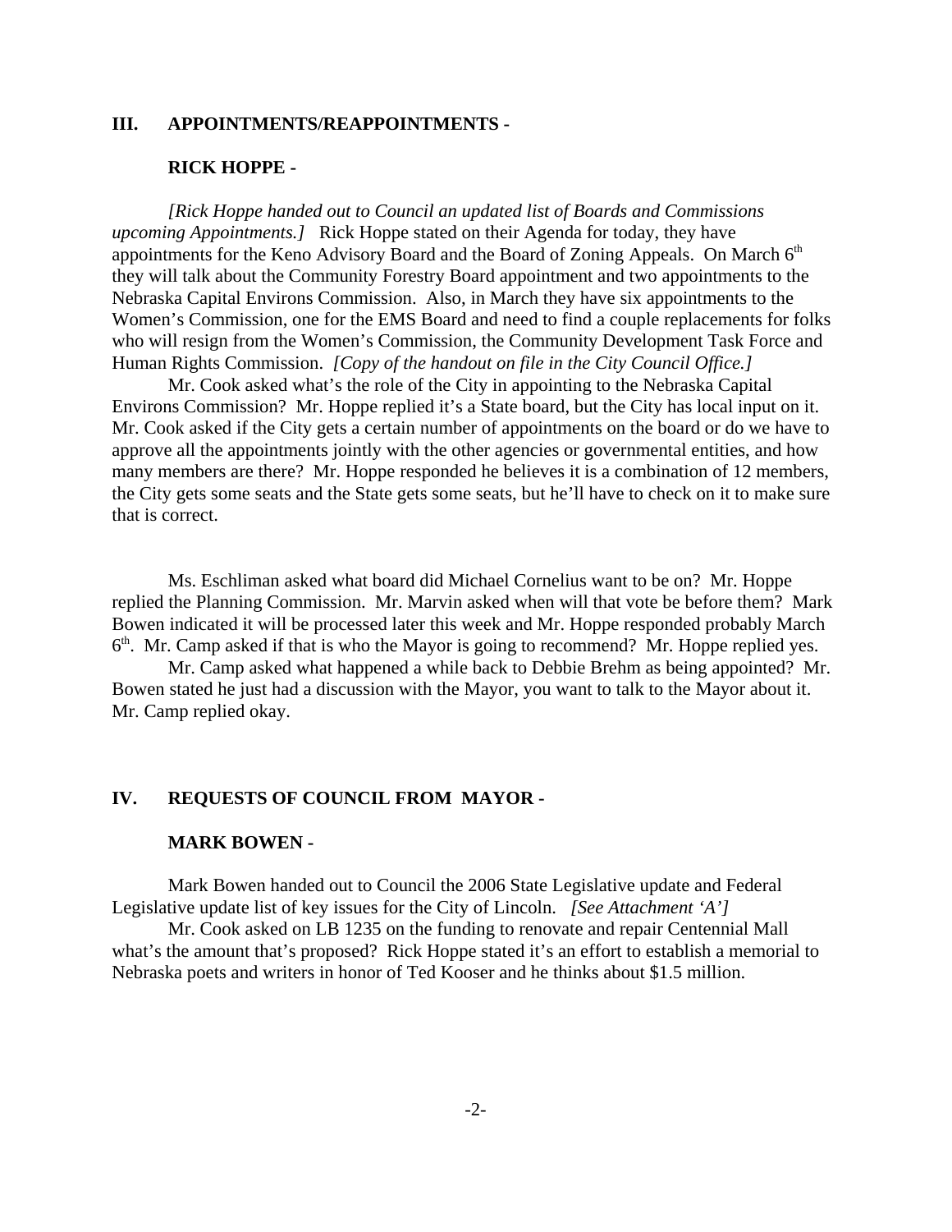## III. APPOINTMENTS/REAPPOINTMENTS -

### RICK HOPPE -

*[Rick Hoppe handed out to Council an updated list of Boards and Commissions upcoming Appointments.]* Rick Hoppe stated on their Agenda for today, they have appointments for the Keno Advisory Board and the Board of Zoning Appeals. On March 6th they will talk about the Community Forestry Board appointment and two appointments to the Nebraska Capital Environs Commission. Also, in March they have six appointments to the Women's Commission, one for the EMS Board and need to find a couple replacements for folks who will resign from the Women's Commission, the Community Development Task Force and Human Rights Commission. *[Copy of the handout on file in the City Council Office.]*

Mr. Cook asked what's the role of the City in appointing to the Nebraska Capital Environs Commission? Mr. Hoppe replied it's a State board, but the City has local input on it. Mr. Cook asked if the City gets a certain number of appointments on the board or do we have to approve all the appointments jointly with the other agencies or governmental entities, and how many members are there? Mr. Hoppe responded he believes it is a combination of 12 members, the City gets some seats and the State gets some seats, but he'll have to check on it to make sure that is correct.

Ms. Eschliman asked what board did Michael Cornelius want to be on? Mr. Hoppe replied the Planning Commission. Mr. Marvin asked when will that vote be before them? Mark Bowen indicated it will be processed later this week and Mr. Hoppe responded probably March 6th. Mr. Camp asked if that is who the Mayor is going to recommend? Mr. Hoppe replied yes.

Mr. Camp asked what happened a while back to Debbie Brehm as being appointed? Mr. Bowen stated he just had a discussion with the Mayor, you want to talk to the Mayor about it. Mr. Camp replied okay.

## IV. REQUESTS OF COUNCIL FROM MAYOR -

### MARK BOWEN -

Mark Bowen handed out to Council the 2006 State Legislative update and Federal Legislative update list of key issues for the City of Lincoln. *[See Attachment 'A']*

Mr. Cook asked on LB 1235 on the funding to renovate and repair Centennial Mall what's the amount that's proposed? Rick Hoppe stated it's an effort to establish a memorial to Nebraska poets and writers in honor of Ted Kooser and he thinks about $1.5 million.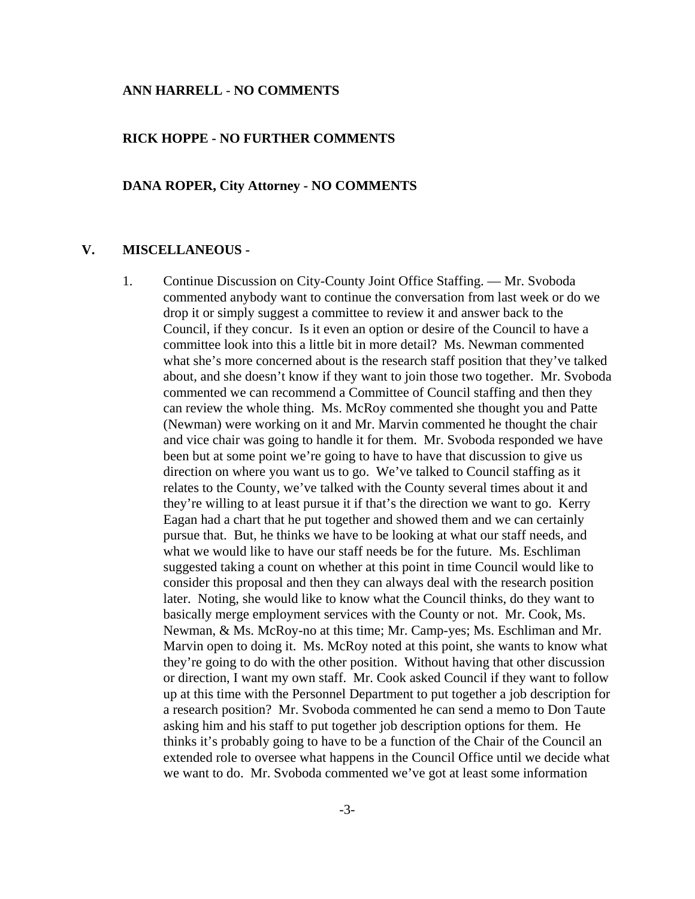**ANN HARRELL - NO COMMENTS**

**RICK HOPPE - NO FURTHER COMMENTS**

**DANA ROPER, City Attorney - NO COMMENTS**

## V. MISCELLANEOUS -

1. Continue Discussion on City-County Joint Office Staffing. — Mr. Svoboda commented anybody want to continue the conversation from last week or do we drop it or simply suggest a committee to review it and answer back to the Council, if they concur. Is it even an option or desire of the Council to have a committee look into this a little bit in more detail? Ms. Newman commented what she's more concerned about is the research staff position that they've talked about, and she doesn't know if they want to join those two together. Mr. Svoboda commented we can recommend a Committee of Council staffing and then they can review the whole thing. Ms. McRoy commented she thought you and Patte (Newman) were working on it and Mr. Marvin commented he thought the chair and vice chair was going to handle it for them. Mr. Svoboda responded we have been but at some point we're going to have to have that discussion to give us direction on where you want us to go. We've talked to Council staffing as it relates to the County, we've talked with the County several times about it and they're willing to at least pursue it if that's the direction we want to go. Kerry Eagan had a chart that he put together and showed them and we can certainly pursue that. But, he thinks we have to be looking at what our staff needs, and what we would like to have our staff needs be for the future. Ms. Eschliman suggested taking a count on whether at this point in time Council would like to consider this proposal and then they can always deal with the research position later. Noting, she would like to know what the Council thinks, do they want to basically merge employment services with the County or not. Mr. Cook, Ms. Newman, & Ms. McRoy-no at this time; Mr. Camp-yes; Ms. Eschliman and Mr. Marvin open to doing it. Ms. McRoy noted at this point, she wants to know what they're going to do with the other position. Without having that other discussion or direction, I want my own staff. Mr. Cook asked Council if they want to follow up at this time with the Personnel Department to put together a job description for a research position? Mr. Svoboda commented he can send a memo to Don Taute asking him and his staff to put together job description options for them. He thinks it's probably going to have to be a function of the Chair of the Council an extended role to oversee what happens in the Council Office until we decide what we want to do. Mr. Svoboda commented we've got at least some information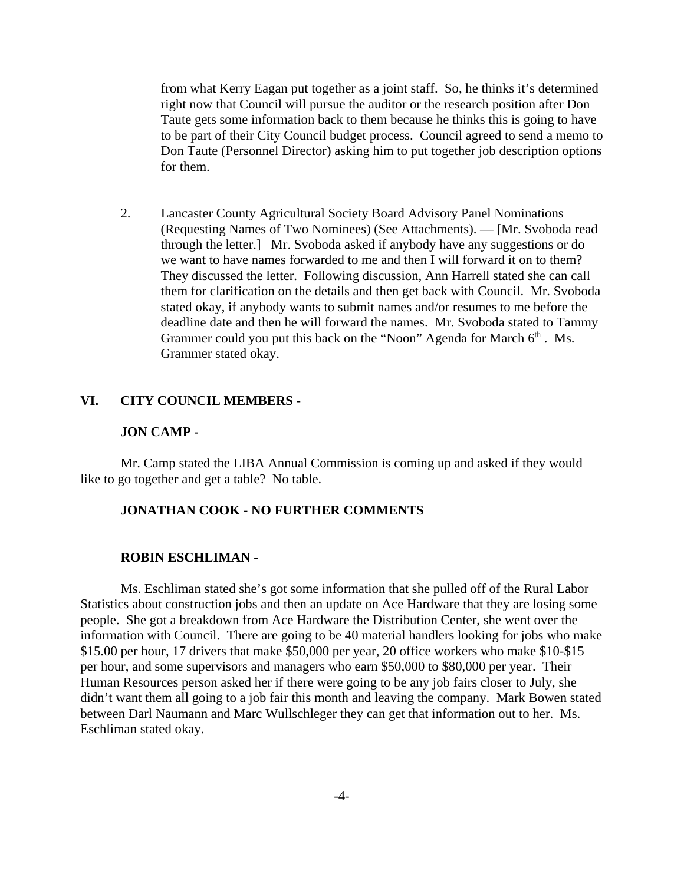from what Kerry Eagan put together as a joint staff. So, he thinks it's determined right now that Council will pursue the auditor or the research position after Don Taute gets some information back to them because he thinks this is going to have to be part of their City Council budget process. Council agreed to send a memo to Don Taute (Personnel Director) asking him to put together job description options for them.

2. Lancaster County Agricultural Society Board Advisory Panel Nominations (Requesting Names of Two Nominees) (See Attachments). — [Mr. Svoboda read through the letter.] Mr. Svoboda asked if anybody have any suggestions or do we want to have names forwarded to me and then I will forward it on to them? They discussed the letter. Following discussion, Ann Harrell stated she can call them for clarification on the details and then get back with Council. Mr. Svoboda stated okay, if anybody wants to submit names and/or resumes to me before the deadline date and then he will forward the names. Mr. Svoboda stated to Tammy Grammer could you put this back on the "Noon" Agenda for March 6th. Ms. Grammer stated okay.

## VI. CITY COUNCIL MEMBERS -

### JON CAMP -

Mr. Camp stated the LIBA Annual Commission is coming up and asked if they would like to go together and get a table? No table.

### JONATHAN COOK - NO FURTHER COMMENTS

### ROBIN ESCHLIMAN -

Ms. Eschliman stated she's got some information that she pulled off of the Rural Labor Statistics about construction jobs and then an update on Ace Hardware that they are losing some people. She got a breakdown from Ace Hardware the Distribution Center, she went over the information with Council. There are going to be 40 material handlers looking for jobs who make $15.00 per hour, 17 drivers that make $50,000 per year, 20 office workers who make $10-$15 per hour, and some supervisors and managers who earn $50,000 to $80,000 per year. Their Human Resources person asked her if there were going to be any job fairs closer to July, she didn't want them all going to a job fair this month and leaving the company. Mark Bowen stated between Darl Naumann and Marc Wullschleger they can get that information out to her. Ms. Eschliman stated okay.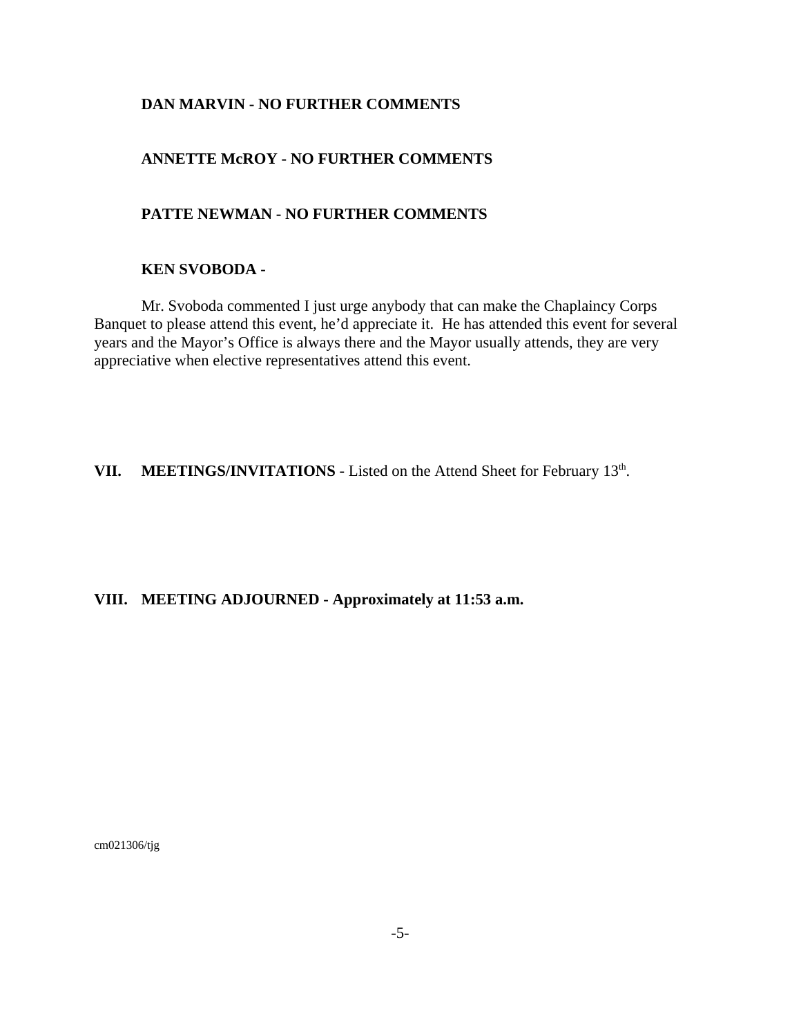**DAN MARVIN - NO FURTHER COMMENTS**

**ANNETTE McROY - NO FURTHER COMMENTS**

**PATTE NEWMAN - NO FURTHER COMMENTS**

**KEN SVOBODA -**

Mr. Svoboda commented I just urge anybody that can make the Chaplaincy Corps Banquet to please attend this event, he'd appreciate it. He has attended this event for several years and the Mayor's Office is always there and the Mayor usually attends, they are very appreciative when elective representatives attend this event.

**VII. MEETINGS/INVITATIONS -** Listed on the Attend Sheet for February 13th.

**VIII. MEETING ADJOURNED - Approximately at 11:53 a.m.**

cm021306/tjg